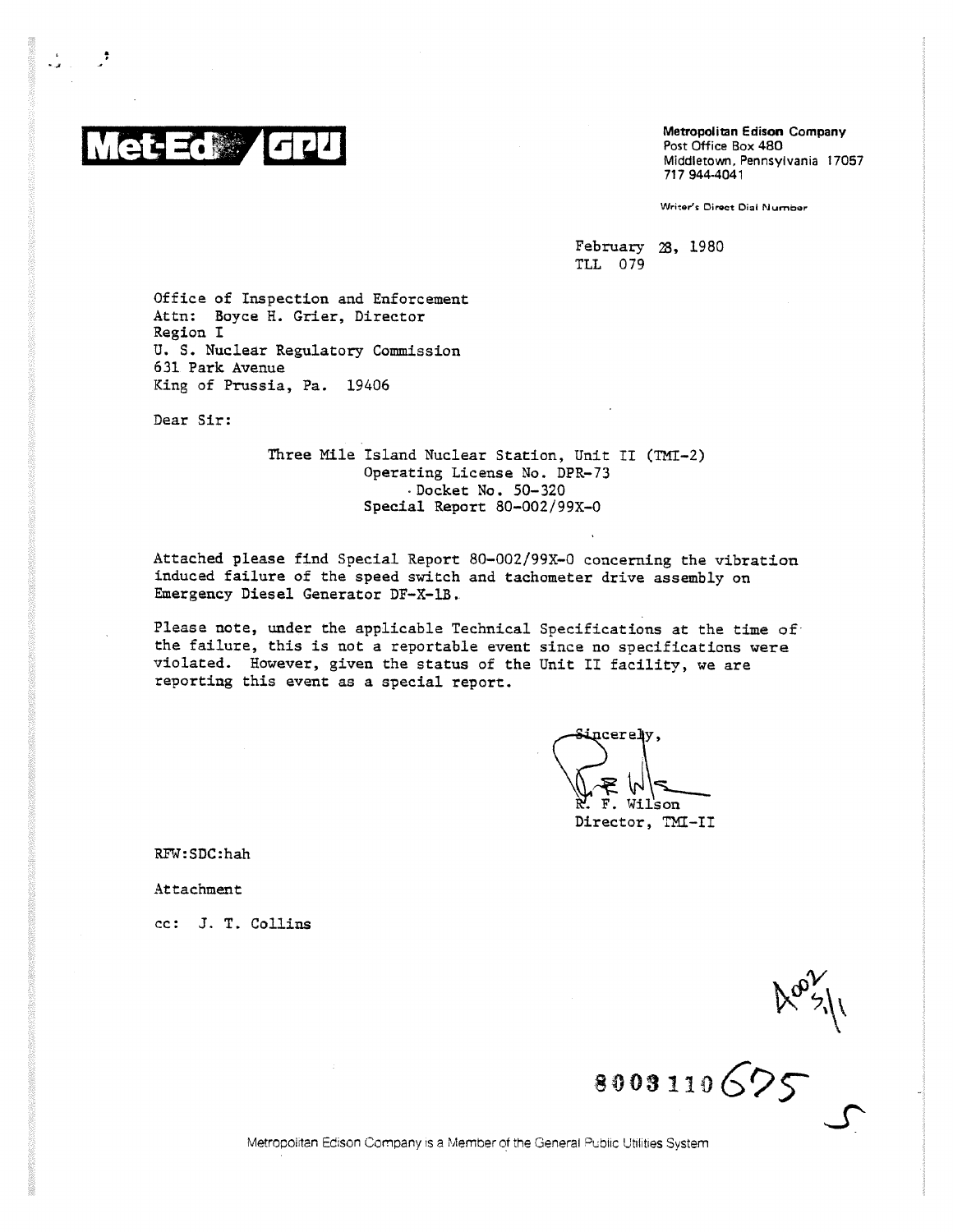**Met-Ed / GPU**

**Metropolitan Edison Company**
Post Office Box 480
Middletown, Pennsylvania 17057
717 944-4041

Writer's Direct Dial Number

February 28, 1980
TLL 079

Office of Inspection and Enforcement
Attn: Boyce H. Grier, Director
Region I
U. S. Nuclear Regulatory Commission
631 Park Avenue
King of Prussia, Pa. 19406

Dear Sir:

Three Mile Island Nuclear Station, Unit II (TMI-2)
Operating License No. DPR-73
Docket No. 50-320
Special Report 80-002/99X-0

Attached please find Special Report 80-002/99X-0 concerning the vibration induced failure of the speed switch and tachometer drive assembly on Emergency Diesel Generator DF-X-1B.

Please note, under the applicable Technical Specifications at the time of the failure, this is not a reportable event since no specifications were violated. However, given the status of the Unit II facility, we are reporting this event as a special report.

Sincerely,

R. F. Wilson
Director, TMI-II

RFW:SDC:hah

Attachment

cc: J. T. Collins

A002 S/1

8003110675

Metropolitan Edison Company is a Member of the General Public Utilities System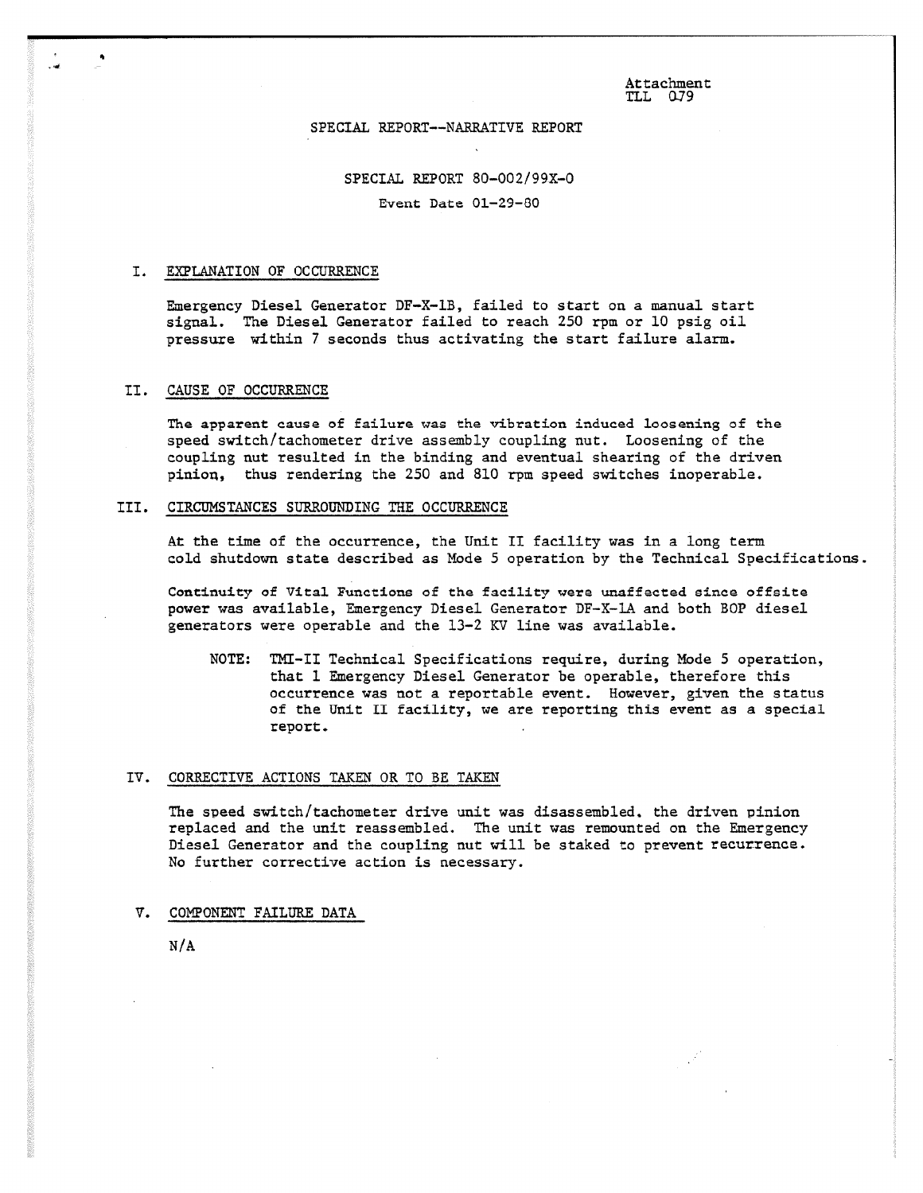Attachment
TLL 079

SPECIAL REPORT--NARRATIVE REPORT

SPECIAL REPORT 80-002/99X-0

Event Date 01-29-80

## I. EXPLANATION OF OCCURRENCE

Emergency Diesel Generator DF-X-1B, failed to start on a manual start signal. The Diesel Generator failed to reach 250 rpm or 10 psig oil pressure within 7 seconds thus activating the start failure alarm.

## II. CAUSE OF OCCURRENCE

The apparent cause of failure was the vibration induced loosening of the speed switch/tachometer drive assembly coupling nut. Loosening of the coupling nut resulted in the binding and eventual shearing of the driven pinion, thus rendering the 250 and 810 rpm speed switches inoperable.

## III. CIRCUMSTANCES SURROUNDING THE OCCURRENCE

At the time of the occurrence, the Unit II facility was in a long term cold shutdown state described as Mode 5 operation by the Technical Specifications.

Continuity of Vital Functions of the facility were unaffected since offsite power was available, Emergency Diesel Generator DF-X-1A and both BOP diesel generators were operable and the 13-2 KV line was available.

NOTE: TMI-II Technical Specifications require, during Mode 5 operation, that 1 Emergency Diesel Generator be operable, therefore this occurrence was not a reportable event. However, given the status of the Unit II facility, we are reporting this event as a special report.

## IV. CORRECTIVE ACTIONS TAKEN OR TO BE TAKEN

The speed switch/tachometer drive unit was disassembled, the driven pinion replaced and the unit reassembled. The unit was remounted on the Emergency Diesel Generator and the coupling nut will be staked to prevent recurrence. No further corrective action is necessary.

## V. COMPONENT FAILURE DATA

N/A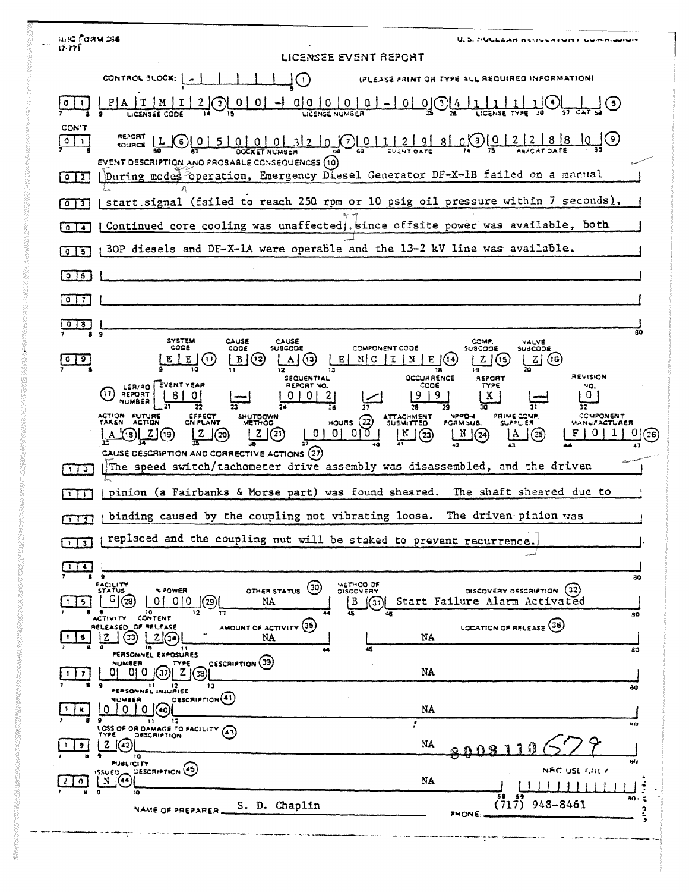NRC FORM 366 (7-77)

U.S. NUCLEAR REGULATORY COMMISSION

# LICENSEE EVENT REPORT

CONTROL BLOCK: | - | | | | | | (1) (PLEASE PRINT OR TYPE ALL REQUIRED INFORMATION)

0 1 | P A T M I 2 (2) | 0 0 - 0 0 0 0 0 - 0 0 (3) | 4 1 1 1 1 (4) | | | (5)

LICENSEE CODE — LICENSE NUMBER — LICENSE TYPE — CAT

CON'T 0 1 REPORT SOURCE | L (6) | 0 5 0 0 0 3 2 0 (7) | 0 1 2 9 8 0 (8) | 0 2 2 8 8 0 (9)

DOCKET NUMBER — EVENT DATE — REPORT DATE

EVENT DESCRIPTION AND PROBABLE CONSEQUENCES (10)

0 2 During modes operation, Emergency Diesel Generator DF-X-1B failed on a manual

0 3 start signal (failed to reach 250 rpm or 10 psig oil pressure within 7 seconds).

0 4 Continued core cooling was unaffected; since offsite power was available, both

0 5 BOP diesels and DF-X-1A were operable and the 13-2 kV line was available.

| SYSTEM CODE | CAUSE CODE | CAUSE SUBCODE | COMPONENT CODE | COMP. SUBCODE | VALVE SUBCODE |
|---|---|---|---|---|---|
| E E (11) | B (12) | A (13) | E N G I N E (14) | Z (15) | Z (16) |

(17) LER/RO REPORT NUMBER

| EVENT YEAR | | SEQUENTIAL REPORT NO. | | OCCURRENCE CODE | REPORT TYPE | | REVISION NO. |
|---|---|---|---|---|---|---|---|
| 8 0 | — | 0 0 2 | / | 9 9 | X | — | 0 |

| ACTION TAKEN | FUTURE ACTION | EFFECT ON PLANT | SHUTDOWN METHOD | HOURS (22) | ATTACHMENT SUBMITTED | NPRD-4 FORM SUB. | PRIME COMP. SUPPLIER | COMPONENT MANUFACTURER |
|---|---|---|---|---|---|---|---|---|
| A (18) | Z (19) | Z (20) | Z (21) | 0 0 0 0 | N (23) | N (24) | A (25) | F 0 1 0 (26) |

CAUSE DESCRIPTION AND CORRECTIVE ACTIONS (27)

1 0 The speed switch/tachometer drive assembly was disassembled, and the driven

1 1 pinion (a Fairbanks & Morse part) was found sheared. The shaft sheared due to

1 2 binding caused by the coupling not vibrating loose. The driven pinion was

1 3 replaced and the coupling nut will be staked to prevent recurrence.

| FACILITY STATUS | % POWER | OTHER STATUS (30) | METHOD OF DISCOVERY | DISCOVERY DESCRIPTION (32) |
|---|---|---|---|---|
| G (28) | 0 0 0 (29) | NA | B (31) | Start Failure Alarm Activated |

| ACTIVITY RELEASED | CONTENT OF RELEASE | AMOUNT OF ACTIVITY (35) | LOCATION OF RELEASE (36) |
|---|---|---|---|
| Z (33) | Z (34) | NA | NA |

PERSONNEL EXPOSURES

| NUMBER | TYPE | DESCRIPTION (39) |
|---|---|---|
| 0 0 0 (37) | Z (38) | NA |

PERSONNEL INJURIES

| NUMBER | DESCRIPTION (41) |
|---|---|
| 0 0 0 (40) | NA |

LOSS OF OR DAMAGE TO FACILITY (43)

| TYPE | DESCRIPTION |
|---|---|
| Z (42) | NA |

8003110679

PUBLICITY

| ISSUED | DESCRIPTION (45) |
|---|---|
| N (44) | NA |

NRC USE ONLY

NAME OF PREPARER S. D. Chaplin PHONE: (717) 948-8461